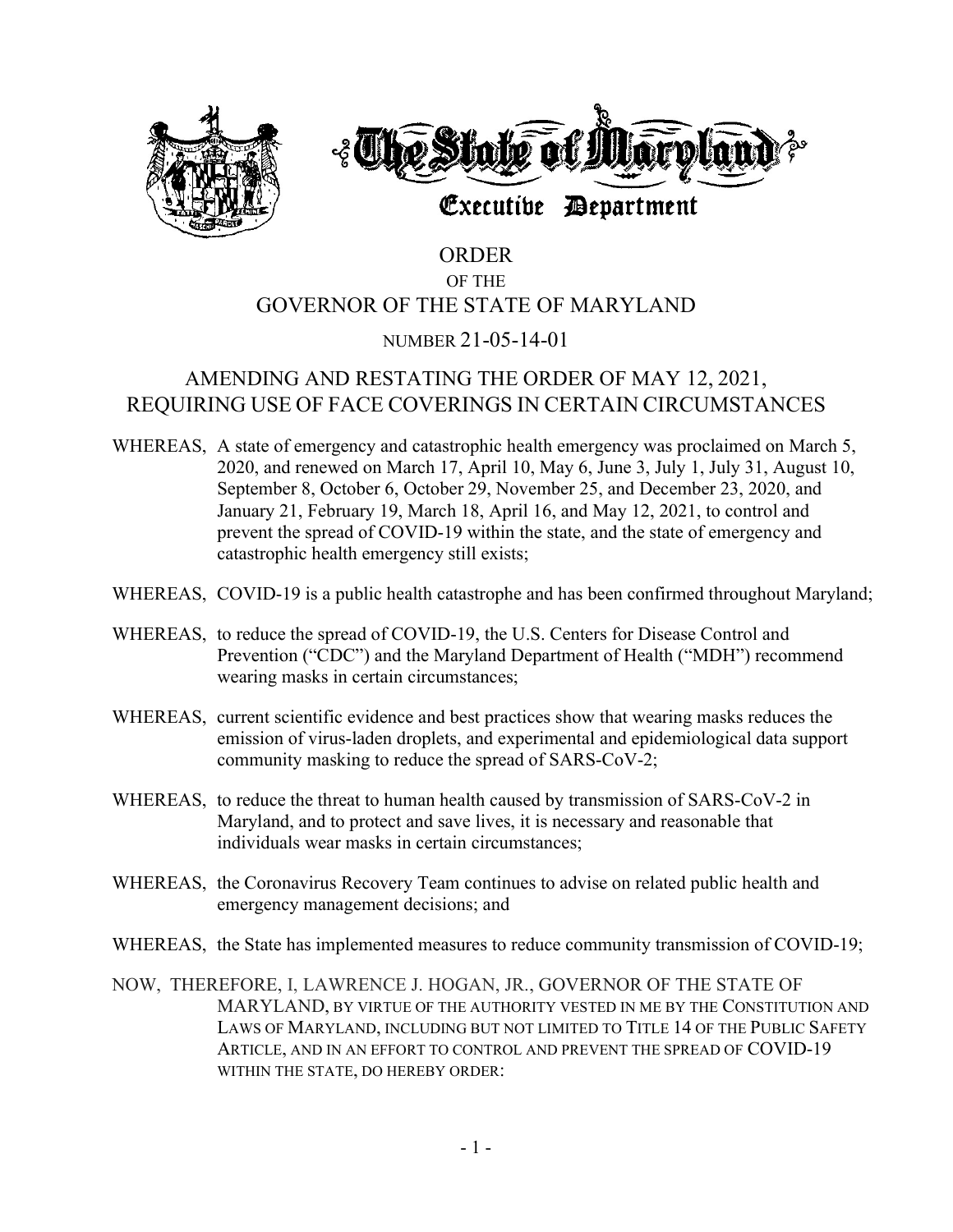# The State of Maryland

## Executive Department

# ORDER
## OF THE
## GOVERNOR OF THE STATE OF MARYLAND

### NUMBER 21-05-14-01

## AMENDING AND RESTATING THE ORDER OF MAY 12, 2021, REQUIRING USE OF FACE COVERINGS IN CERTAIN CIRCUMSTANCES

WHEREAS, A state of emergency and catastrophic health emergency was proclaimed on March 5, 2020, and renewed on March 17, April 10, May 6, June 3, July 1, July 31, August 10, September 8, October 6, October 29, November 25, and December 23, 2020, and January 21, February 19, March 18, April 16, and May 12, 2021, to control and prevent the spread of COVID-19 within the state, and the state of emergency and catastrophic health emergency still exists;

WHEREAS, COVID-19 is a public health catastrophe and has been confirmed throughout Maryland;

WHEREAS, to reduce the spread of COVID-19, the U.S. Centers for Disease Control and Prevention ("CDC") and the Maryland Department of Health ("MDH") recommend wearing masks in certain circumstances;

WHEREAS, current scientific evidence and best practices show that wearing masks reduces the emission of virus-laden droplets, and experimental and epidemiological data support community masking to reduce the spread of SARS-CoV-2;

WHEREAS, to reduce the threat to human health caused by transmission of SARS-CoV-2 in Maryland, and to protect and save lives, it is necessary and reasonable that individuals wear masks in certain circumstances;

WHEREAS, the Coronavirus Recovery Team continues to advise on related public health and emergency management decisions; and

WHEREAS, the State has implemented measures to reduce community transmission of COVID-19;

NOW, THEREFORE, I, LAWRENCE J. HOGAN, JR., GOVERNOR OF THE STATE OF MARYLAND, BY VIRTUE OF THE AUTHORITY VESTED IN ME BY THE CONSTITUTION AND LAWS OF MARYLAND, INCLUDING BUT NOT LIMITED TO TITLE 14 OF THE PUBLIC SAFETY ARTICLE, AND IN AN EFFORT TO CONTROL AND PREVENT THE SPREAD OF COVID-19 WITHIN THE STATE, DO HEREBY ORDER: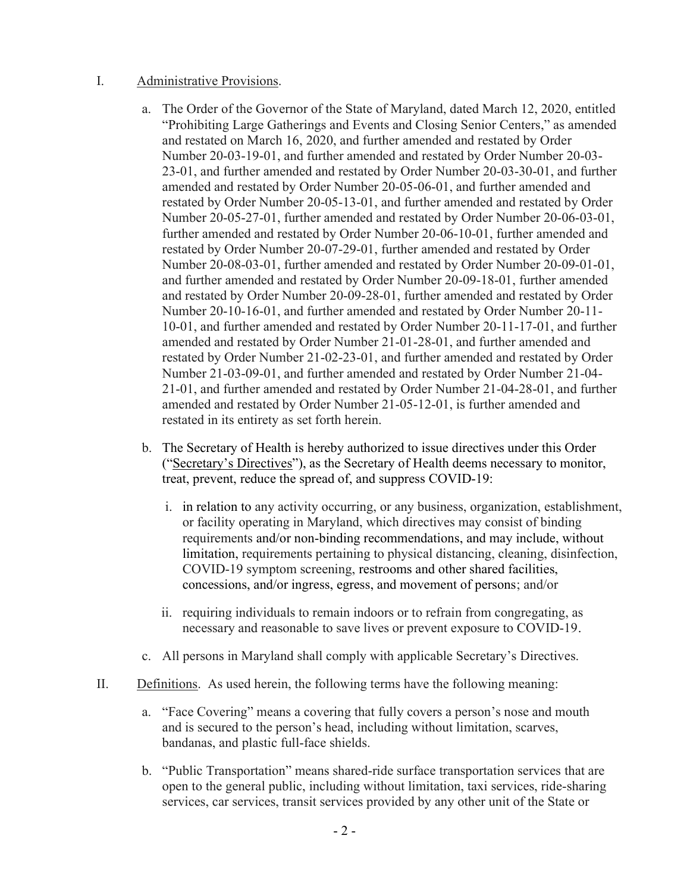I. Administrative Provisions.

a. The Order of the Governor of the State of Maryland, dated March 12, 2020, entitled "Prohibiting Large Gatherings and Events and Closing Senior Centers," as amended and restated on March 16, 2020, and further amended and restated by Order Number 20-03-19-01, and further amended and restated by Order Number 20-03-23-01, and further amended and restated by Order Number 20-03-30-01, and further amended and restated by Order Number 20-05-06-01, and further amended and restated by Order Number 20-05-13-01, and further amended and restated by Order Number 20-05-27-01, further amended and restated by Order Number 20-06-03-01, further amended and restated by Order Number 20-06-10-01, further amended and restated by Order Number 20-07-29-01, further amended and restated by Order Number 20-08-03-01, further amended and restated by Order Number 20-09-01-01, and further amended and restated by Order Number 20-09-18-01, further amended and restated by Order Number 20-09-28-01, further amended and restated by Order Number 20-10-16-01, and further amended and restated by Order Number 20-11-10-01, and further amended and restated by Order Number 20-11-17-01, and further amended and restated by Order Number 21-01-28-01, and further amended and restated by Order Number 21-02-23-01, and further amended and restated by Order Number 21-03-09-01, and further amended and restated by Order Number 21-04-21-01, and further amended and restated by Order Number 21-04-28-01, and further amended and restated by Order Number 21-05-12-01, is further amended and restated in its entirety as set forth herein.

b. The Secretary of Health is hereby authorized to issue directives under this Order ("Secretary's Directives"), as the Secretary of Health deems necessary to monitor, treat, prevent, reduce the spread of, and suppress COVID-19:

   i. in relation to any activity occurring, or any business, organization, establishment, or facility operating in Maryland, which directives may consist of binding requirements and/or non-binding recommendations, and may include, without limitation, requirements pertaining to physical distancing, cleaning, disinfection, COVID-19 symptom screening, restrooms and other shared facilities, concessions, and/or ingress, egress, and movement of persons; and/or

   ii. requiring individuals to remain indoors or to refrain from congregating, as necessary and reasonable to save lives or prevent exposure to COVID-19.

c. All persons in Maryland shall comply with applicable Secretary's Directives.

II. Definitions. As used herein, the following terms have the following meaning:

a. "Face Covering" means a covering that fully covers a person's nose and mouth and is secured to the person's head, including without limitation, scarves, bandanas, and plastic full-face shields.

b. "Public Transportation" means shared-ride surface transportation services that are open to the general public, including without limitation, taxi services, ride-sharing services, car services, transit services provided by any other unit of the State or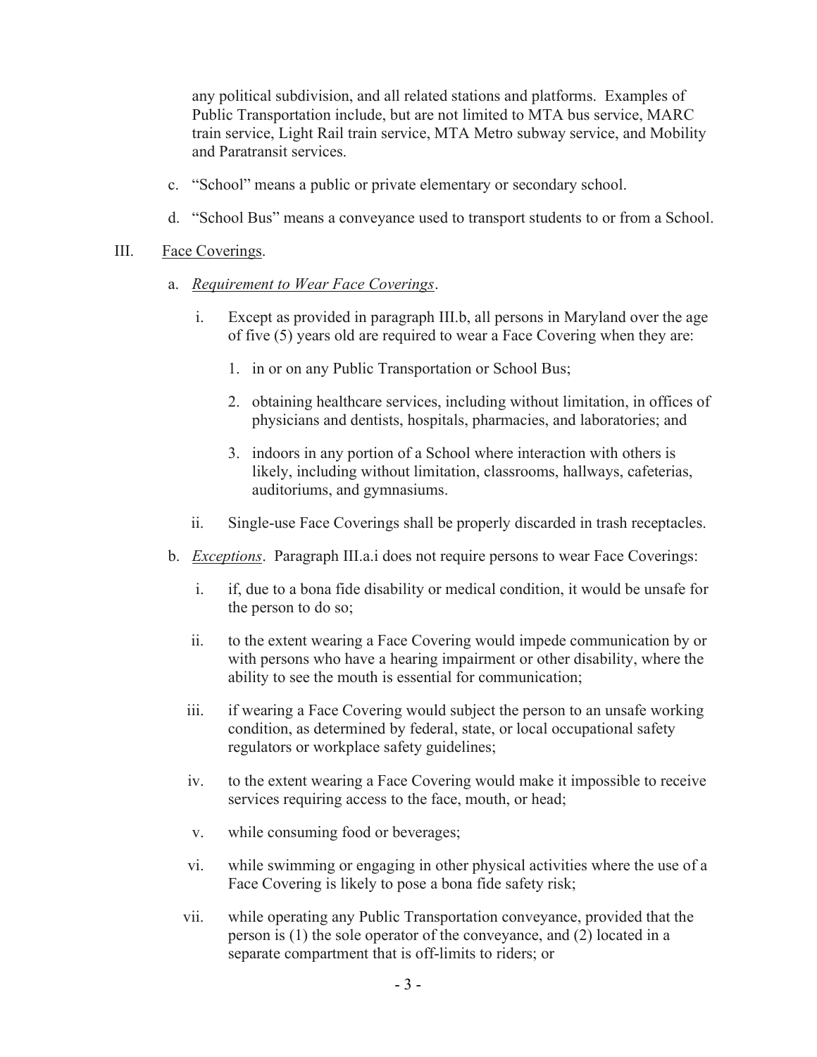any political subdivision, and all related stations and platforms. Examples of Public Transportation include, but are not limited to MTA bus service, MARC train service, Light Rail train service, MTA Metro subway service, and Mobility and Paratransit services.

c. "School" means a public or private elementary or secondary school.

d. "School Bus" means a conveyance used to transport students to or from a School.

III. Face Coverings.

a. *Requirement to Wear Face Coverings*.

i. Except as provided in paragraph III.b, all persons in Maryland over the age of five (5) years old are required to wear a Face Covering when they are:

1. in or on any Public Transportation or School Bus;

2. obtaining healthcare services, including without limitation, in offices of physicians and dentists, hospitals, pharmacies, and laboratories; and

3. indoors in any portion of a School where interaction with others is likely, including without limitation, classrooms, hallways, cafeterias, auditoriums, and gymnasiums.

ii. Single-use Face Coverings shall be properly discarded in trash receptacles.

b. *Exceptions*. Paragraph III.a.i does not require persons to wear Face Coverings:

i. if, due to a bona fide disability or medical condition, it would be unsafe for the person to do so;

ii. to the extent wearing a Face Covering would impede communication by or with persons who have a hearing impairment or other disability, where the ability to see the mouth is essential for communication;

iii. if wearing a Face Covering would subject the person to an unsafe working condition, as determined by federal, state, or local occupational safety regulators or workplace safety guidelines;

iv. to the extent wearing a Face Covering would make it impossible to receive services requiring access to the face, mouth, or head;

v. while consuming food or beverages;

vi. while swimming or engaging in other physical activities where the use of a Face Covering is likely to pose a bona fide safety risk;

vii. while operating any Public Transportation conveyance, provided that the person is (1) the sole operator of the conveyance, and (2) located in a separate compartment that is off-limits to riders; or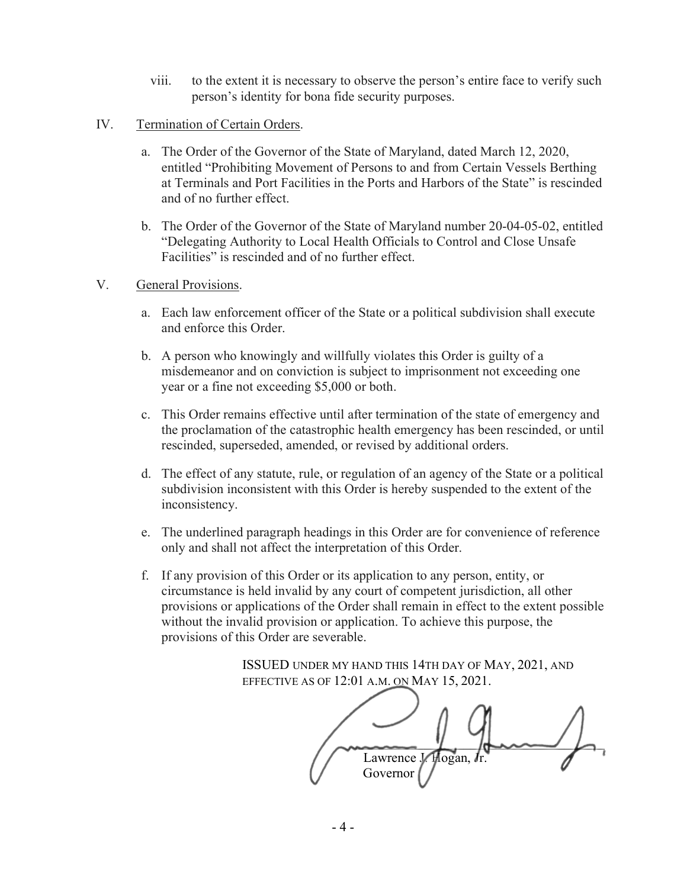viii. to the extent it is necessary to observe the person's entire face to verify such person's identity for bona fide security purposes.

IV. Termination of Certain Orders.

a. The Order of the Governor of the State of Maryland, dated March 12, 2020, entitled "Prohibiting Movement of Persons to and from Certain Vessels Berthing at Terminals and Port Facilities in the Ports and Harbors of the State" is rescinded and of no further effect.

b. The Order of the Governor of the State of Maryland number 20-04-05-02, entitled "Delegating Authority to Local Health Officials to Control and Close Unsafe Facilities" is rescinded and of no further effect.

V. General Provisions.

a. Each law enforcement officer of the State or a political subdivision shall execute and enforce this Order.

b. A person who knowingly and willfully violates this Order is guilty of a misdemeanor and on conviction is subject to imprisonment not exceeding one year or a fine not exceeding $5,000 or both.

c. This Order remains effective until after termination of the state of emergency and the proclamation of the catastrophic health emergency has been rescinded, or until rescinded, superseded, amended, or revised by additional orders.

d. The effect of any statute, rule, or regulation of an agency of the State or a political subdivision inconsistent with this Order is hereby suspended to the extent of the inconsistency.

e. The underlined paragraph headings in this Order are for convenience of reference only and shall not affect the interpretation of this Order.

f. If any provision of this Order or its application to any person, entity, or circumstance is held invalid by any court of competent jurisdiction, all other provisions or applications of the Order shall remain in effect to the extent possible without the invalid provision or application. To achieve this purpose, the provisions of this Order are severable.

ISSUED UNDER MY HAND THIS 14TH DAY OF MAY, 2021, AND EFFECTIVE AS OF 12:01 A.M. ON MAY 15, 2021.

Lawrence J. Hogan, Jr.
Governor